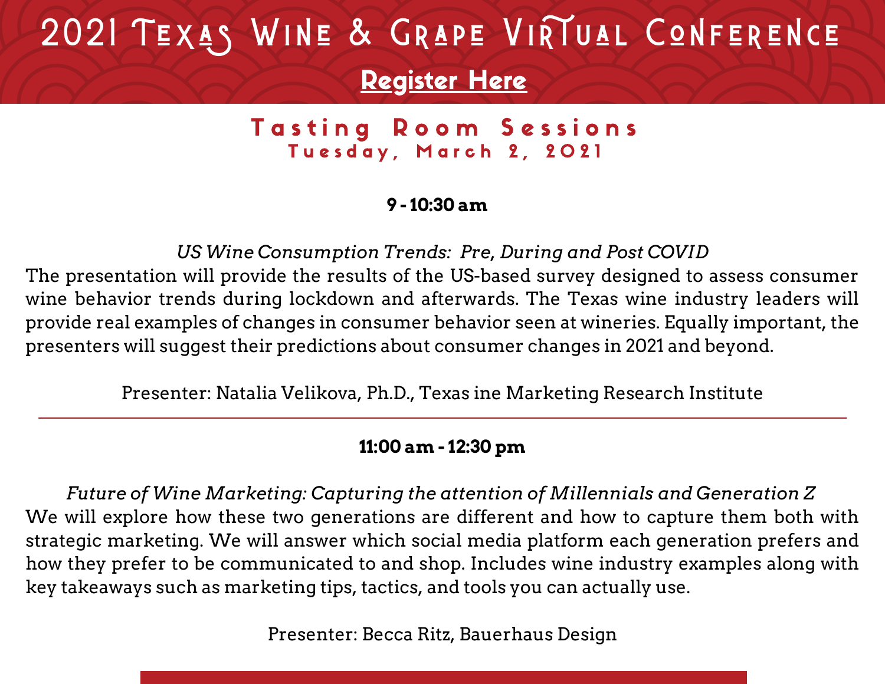# 2021 Texas Wine & Grape Virtual Conference

**Register Here**

## Tasting Room Sessions

### Tuesday, March 2, 2021

**9 - 10:30 am**

*US Wine Consumption Trends: Pre, During and Post COVID*

The presentation will provide the results of the US-based survey designed to assess consumer wine behavior trends during lockdown and afterwards. The Texas wine industry leaders will provide real examples of changes in consumer behavior seen at wineries. Equally important, the presenters will suggest their predictions about consumer changes in 2021 and beyond.

Presenter: Natalia Velikova, Ph.D., Texas ine Marketing Research Institute

---

**11:00 am - 12:30 pm**

*Future of Wine Marketing: Capturing the attention of Millennials and Generation Z*

We will explore how these two generations are different and how to capture them both with strategic marketing. We will answer which social media platform each generation prefers and how they prefer to be communicated to and shop. Includes wine industry examples along with key takeaways such as marketing tips, tactics, and tools you can actually use.

Presenter: Becca Ritz, Bauerhaus Design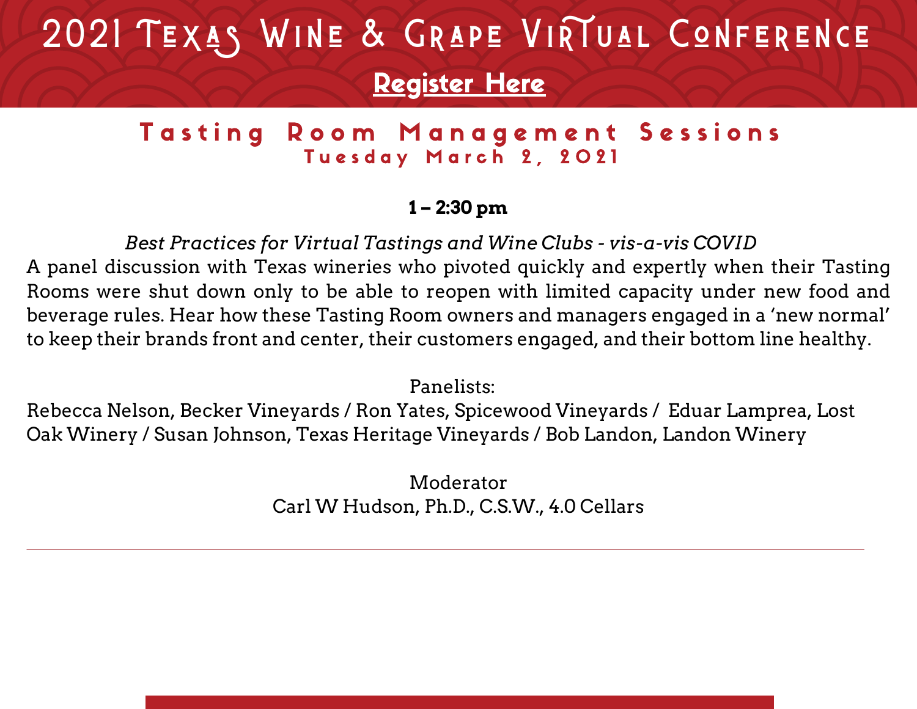# 2021 Texas Wine & Grape Virtual Conference

**Register Here**

## Tasting Room Management Sessions

### Tuesday March 2, 2021

**1 – 2:30 pm**

*Best Practices for Virtual Tastings and Wine Clubs - vis-a-vis COVID*

A panel discussion with Texas wineries who pivoted quickly and expertly when their Tasting Rooms were shut down only to be able to reopen with limited capacity under new food and beverage rules. Hear how these Tasting Room owners and managers engaged in a 'new normal' to keep their brands front and center, their customers engaged, and their bottom line healthy.

Panelists:

Rebecca Nelson, Becker Vineyards / Ron Yates, Spicewood Vineyards / Eduar Lamprea, Lost Oak Winery / Susan Johnson, Texas Heritage Vineyards / Bob Landon, Landon Winery

Moderator

Carl W Hudson, Ph.D., C.S.W., 4.0 Cellars

---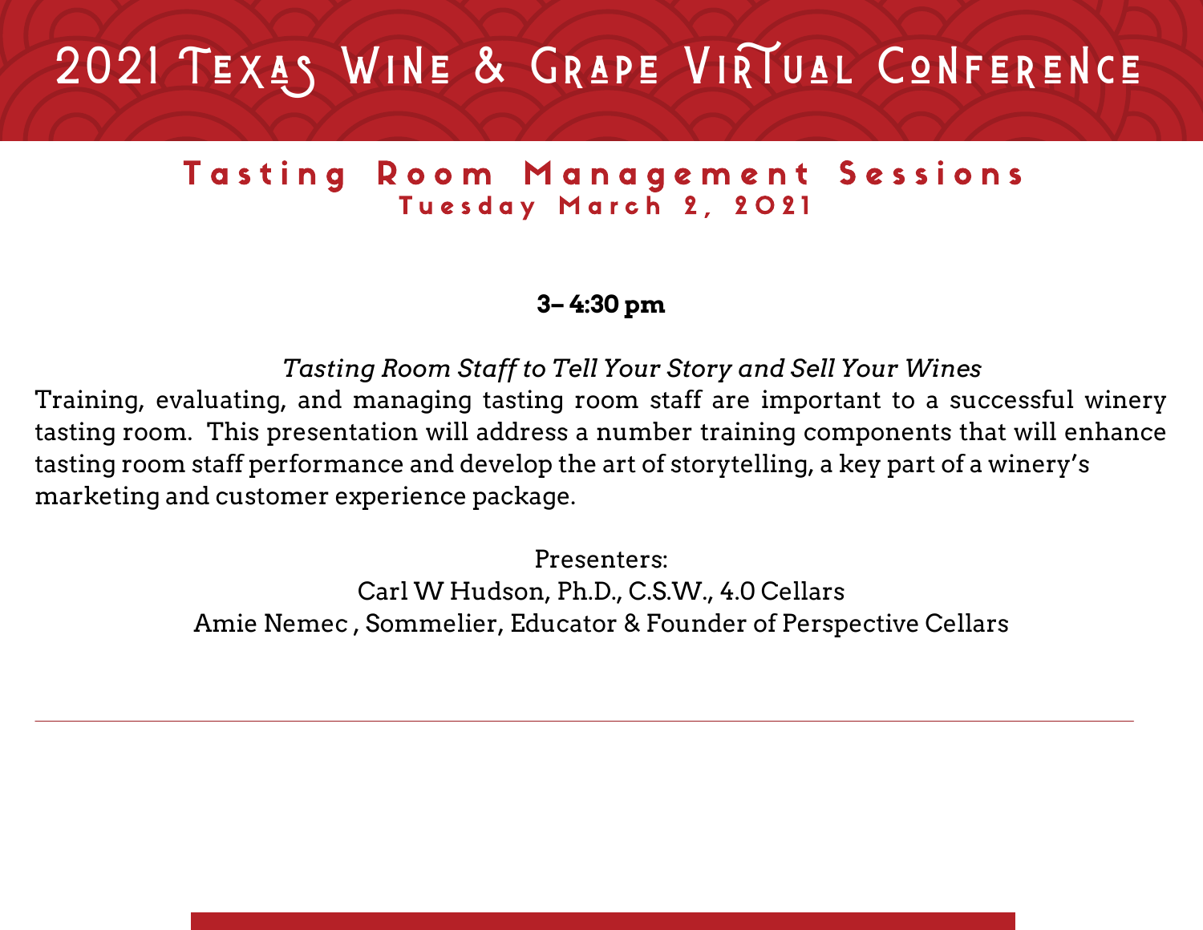# 2021 Texas Wine & Grape Virtual Conference

## Tasting Room Management Sessions

### Tuesday March 2, 2021

**3– 4:30 pm**

*Tasting Room Staff to Tell Your Story and Sell Your Wines*

Training, evaluating, and managing tasting room staff are important to a successful winery tasting room. This presentation will address a number training components that will enhance tasting room staff performance and develop the art of storytelling, a key part of a winery's marketing and customer experience package.

Presenters:
Carl W Hudson, Ph.D., C.S.W., 4.0 Cellars
Amie Nemec , Sommelier, Educator & Founder of Perspective Cellars